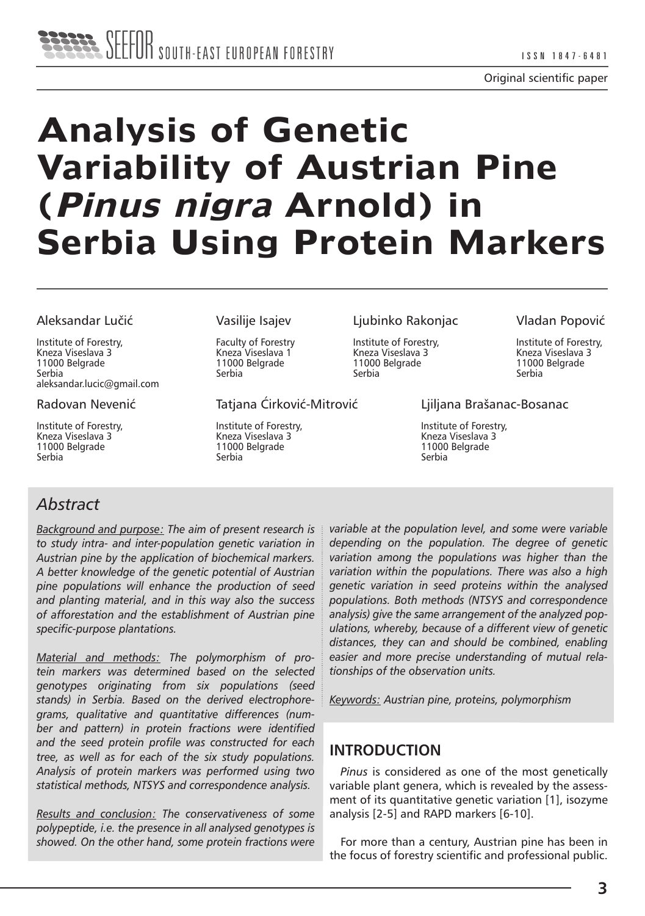Original scientific paper

# Analysis of Genetic Variability of Austrian Pine (*Pinus nigra* Arnold) in Serbia Using Protein Markers

Aleksandar Lučić
Institute of Forestry,
Kneza Viseslava 3
11000 Belgrade
Serbia
aleksandar.lucic@gmail.com

Vasilije Isajev
Faculty of Forestry
Kneza Viseslava 1
11000 Belgrade
Serbia

Ljubinko Rakonjac
Institute of Forestry,
Kneza Viseslava 3
11000 Belgrade
Serbia

Vladan Popović
Institute of Forestry,
Kneza Viseslava 3
11000 Belgrade
Serbia

Radovan Nevenić
Institute of Forestry,
Kneza Viseslava 3
11000 Belgrade
Serbia

Tatjana Ćirković-Mitrović
Institute of Forestry,
Kneza Viseslava 3
11000 Belgrade
Serbia

Ljiljana Brašanac-Bosanac
Institute of Forestry,
Kneza Viseslava 3
11000 Belgrade
Serbia

## *Abstract*

*Background and purpose: The aim of present research is to study intra- and inter-population genetic variation in Austrian pine by the application of biochemical markers. A better knowledge of the genetic potential of Austrian pine populations will enhance the production of seed and planting material, and in this way also the success of afforestation and the establishment of Austrian pine specific-purpose plantations.*

*Material and methods: The polymorphism of protein markers was determined based on the selected genotypes originating from six populations (seed stands) in Serbia. Based on the derived electrophoregrams, qualitative and quantitative differences (number and pattern) in protein fractions were identified and the seed protein profile was constructed for each tree, as well as for each of the six study populations. Analysis of protein markers was performed using two statistical methods, NTSYS and correspondence analysis.*

*Results and conclusion: The conservativeness of some polypeptide, i.e. the presence in all analysed genotypes is showed. On the other hand, some protein fractions were variable at the population level, and some were variable depending on the population. The degree of genetic variation among the populations was higher than the variation within the populations. There was also a high genetic variation in seed proteins within the analysed populations. Both methods (NTSYS and correspondence analysis) give the same arrangement of the analyzed populations, whereby, because of a different view of genetic distances, they can and should be combined, enabling easier and more precise understanding of mutual relationships of the observation units.*

*Keywords: Austrian pine, proteins, polymorphism*

## INTRODUCTION

*Pinus* is considered as one of the most genetically variable plant genera, which is revealed by the assessment of its quantitative genetic variation [1], isozyme analysis [2-5] and RAPD markers [6-10].

For more than a century, Austrian pine has been in the focus of forestry scientific and professional public.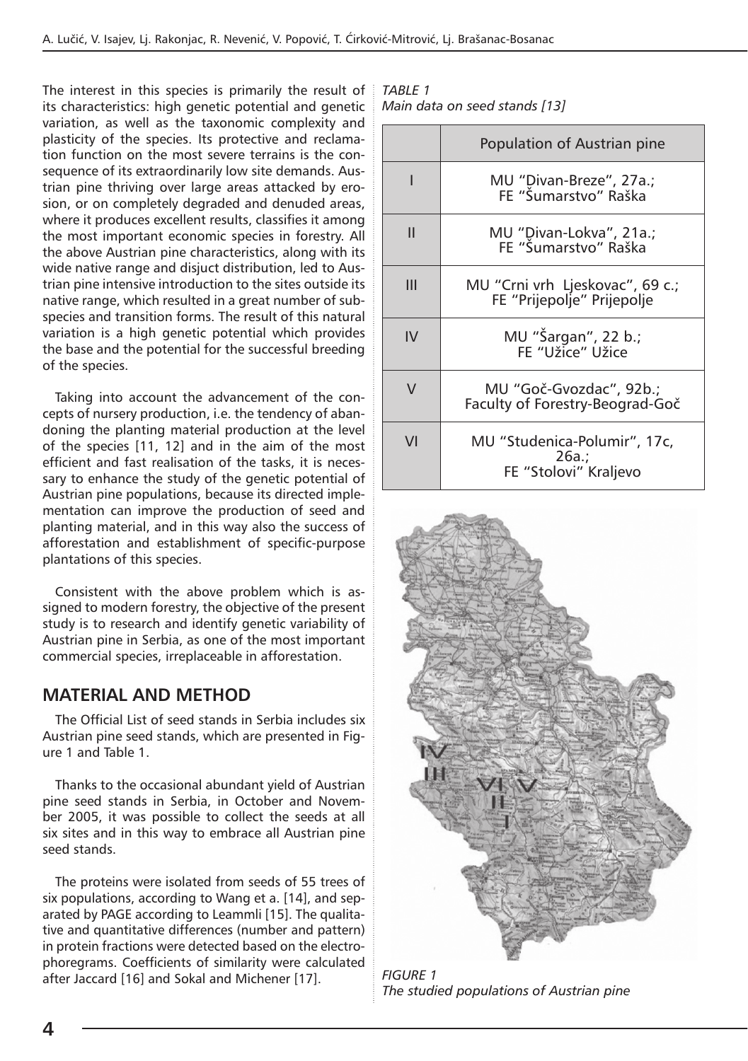The interest in this species is primarily the result of its characteristics: high genetic potential and genetic variation, as well as the taxonomic complexity and plasticity of the species. Its protective and reclamation function on the most severe terrains is the consequence of its extraordinarily low site demands. Austrian pine thriving over large areas attacked by erosion, or on completely degraded and denuded areas, where it produces excellent results, classifies it among the most important economic species in forestry. All the above Austrian pine characteristics, along with its wide native range and disjuct distribution, led to Austrian pine intensive introduction to the sites outside its native range, which resulted in a great number of subspecies and transition forms. The result of this natural variation is a high genetic potential which provides the base and the potential for the successful breeding of the species.

Taking into account the advancement of the concepts of nursery production, i.e. the tendency of abandoning the planting material production at the level of the species [11, 12] and in the aim of the most efficient and fast realisation of the tasks, it is necessary to enhance the study of the genetic potential of Austrian pine populations, because its directed implementation can improve the production of seed and planting material, and in this way also the success of afforestation and establishment of specific-purpose plantations of this species.

Consistent with the above problem which is assigned to modern forestry, the objective of the present study is to research and identify genetic variability of Austrian pine in Serbia, as one of the most important commercial species, irreplaceable in afforestation.

## MATERIAL AND METHOD

The Official List of seed stands in Serbia includes six Austrian pine seed stands, which are presented in Figure 1 and Table 1.

Thanks to the occasional abundant yield of Austrian pine seed stands in Serbia, in October and November 2005, it was possible to collect the seeds at all six sites and in this way to embrace all Austrian pine seed stands.

The proteins were isolated from seeds of 55 trees of six populations, according to Wang et a. [14], and separated by PAGE according to Leammli [15]. The qualitative and quantitative differences (number and pattern) in protein fractions were detected based on the electrophoregrams. Coefficients of similarity were calculated after Jaccard [16] and Sokal and Michener [17].

*TABLE 1*
*Main data on seed stands [13]*

| | Population of Austrian pine |
|---|---|
| I | MU "Divan-Breze", 27a.; FE "Šumarstvo" Raška |
| II | MU "Divan-Lokva", 21a.; FE "Šumarstvo" Raška |
| III | MU "Crni vrh Ljeskovac", 69 c.; FE "Prijepolje" Prijepolje |
| IV | MU "Šargan", 22 b.; FE "Užice" Užice |
| V | MU "Goč-Gvozdac", 92b.; Faculty of Forestry-Beograd-Goč |
| VI | MU "Studenica-Polumir", 17c, 26a.; FE "Stolovi" Kraljevo |

*FIGURE 1*
*The studied populations of Austrian pine*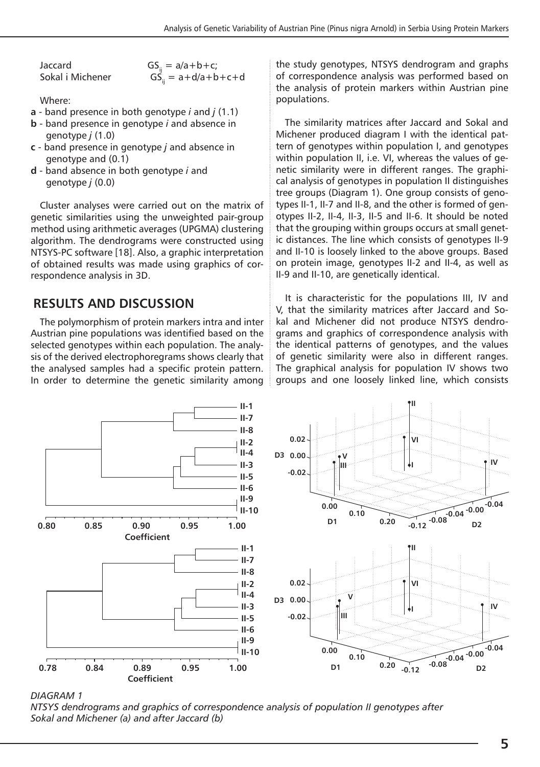Jaccard $GS_{ij} = a/a+b+c$;
Sokal i Michener $GS_{ij} = a+d/a+b+c+d$

Where:

- **a** - band presence in both genotype *i* and *j* (1.1)
- **b** - band presence in genotype *i* and absence in genotype *j* (1.0)
- **c** - band presence in genotype *j* and absence in genotype and (0.1)
- **d** - band absence in both genotype *i* and genotype *j* (0.0)

Cluster analyses were carried out on the matrix of genetic similarities using the unweighted pair-group method using arithmetic averages (UPGMA) clustering algorithm. The dendrograms were constructed using NTSYS-PC software [18]. Also, a graphic interpretation of obtained results was made using graphics of correspondence analysis in 3D.

## RESULTS AND DISCUSSION

The polymorphism of protein markers intra and inter Austrian pine populations was identified based on the selected genotypes within each population. The analysis of the derived electrophoregrams shows clearly that the analysed samples had a specific protein pattern. In order to determine the genetic similarity among the study genotypes, NTSYS dendrogram and graphs of correspondence analysis was performed based on the analysis of protein markers within Austrian pine populations.

The similarity matrices after Jaccard and Sokal and Michener produced diagram I with the identical pattern of genotypes within population I, and genotypes within population II, i.e. VI, whereas the values of genetic similarity were in different ranges. The graphical analysis of genotypes in population II distinguishes tree groups (Diagram 1). One group consists of genotypes II-1, II-7 and II-8, and the other is formed of genotypes II-2, II-4, II-3, II-5 and II-6. It should be noted that the grouping within groups occurs at small genetic distances. The line which consists of genotypes II-9 and II-10 is loosely linked to the above groups. Based on protein image, genotypes II-2 and II-4, as well as II-9 and II-10, are genetically identical.

It is characteristic for the populations III, IV and V, that the similarity matrices after Jaccard and Sokal and Michener did not produce NTSYS dendrograms and graphics of correspondence analysis with the identical patterns of genotypes, and the values of genetic similarity were also in different ranges. The graphical analysis for population IV shows two groups and one loosely linked line, which consists

*DIAGRAM 1*
*NTSYS dendrograms and graphics of correspondence analysis of population II genotypes after Sokal and Michener (a) and after Jaccard (b)*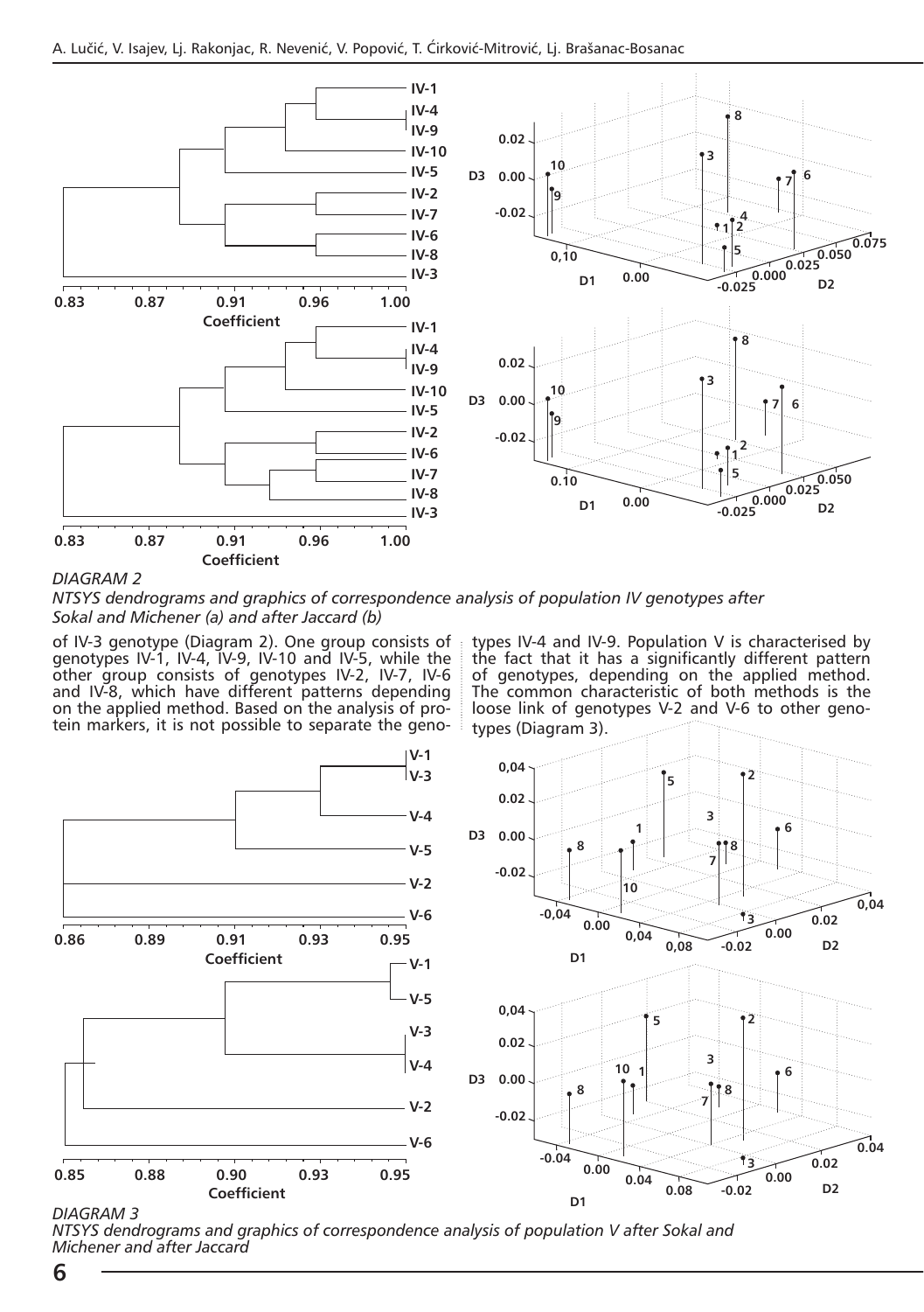*DIAGRAM 2*
*NTSYS dendrograms and graphics of correspondence analysis of population IV genotypes after Sokal and Michener (a) and after Jaccard (b)*

of IV-3 genotype (Diagram 2). One group consists of genotypes IV-1, IV-4, IV-9, IV-10 and IV-5, while the other group consists of genotypes IV-2, IV-7, IV-6 and IV-8, which have different patterns depending on the applied method. Based on the analysis of protein markers, it is not possible to separate the genotypes IV-4 and IV-9. Population V is characterised by the fact that it has a significantly different pattern of genotypes, depending on the applied method. The common characteristic of both methods is the loose link of genotypes V-2 and V-6 to other genotypes (Diagram 3).

*DIAGRAM 3*
*NTSYS dendrograms and graphics of correspondence analysis of population V after Sokal and Michener and after Jaccard*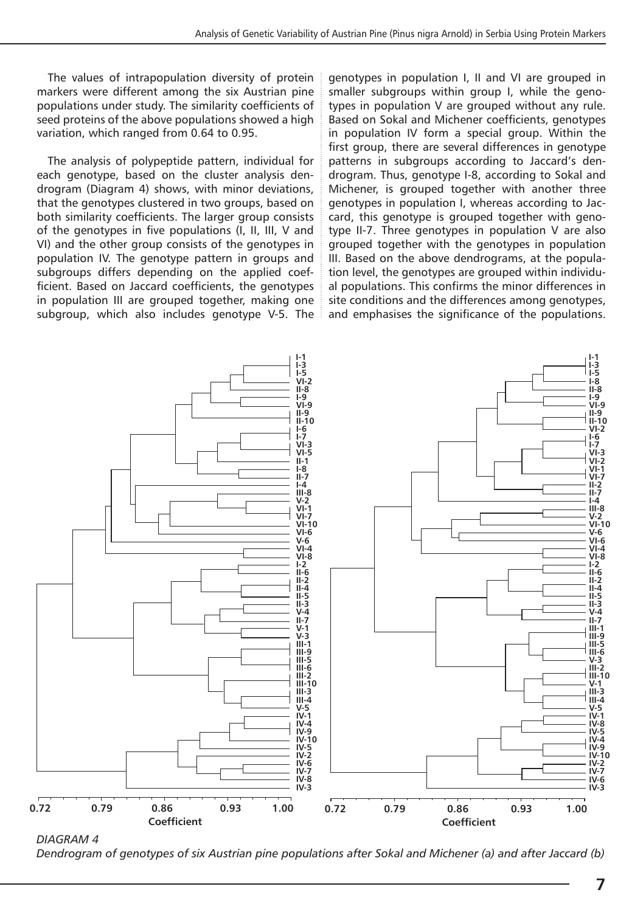The values of intrapopulation diversity of protein markers were different among the six Austrian pine populations under study. The similarity coefficients of seed proteins of the above populations showed a high variation, which ranged from 0.64 to 0.95.

The analysis of polypeptide pattern, individual for each genotype, based on the cluster analysis dendrogram (Diagram 4) shows, with minor deviations, that the genotypes clustered in two groups, based on both similarity coefficients. The larger group consists of the genotypes in five populations (I, II, III, V and VI) and the other group consists of the genotypes in population IV. The genotype pattern in groups and subgroups differs depending on the applied coefficient. Based on Jaccard coefficients, the genotypes in population III are grouped together, making one subgroup, which also includes genotype V-5. The genotypes in population I, II and VI are grouped in smaller subgroups within group I, while the genotypes in population V are grouped without any rule. Based on Sokal and Michener coefficients, genotypes in population IV form a special group. Within the first group, there are several differences in genotype patterns in subgroups according to Jaccard's dendrogram. Thus, genotype I-8, according to Sokal and Michener, is grouped together with another three genotypes in population I, whereas according to Jaccard, this genotype is grouped together with genotype II-7. Three genotypes in population V are also grouped together with the genotypes in population III. Based on the above dendrograms, at the population level, the genotypes are grouped within individual populations. This confirms the minor differences in site conditions and the differences among genotypes, and emphasises the significance of the populations.

*DIAGRAM 4*

*Dendrogram of genotypes of six Austrian pine populations after Sokal and Michener (a) and after Jaccard (b)*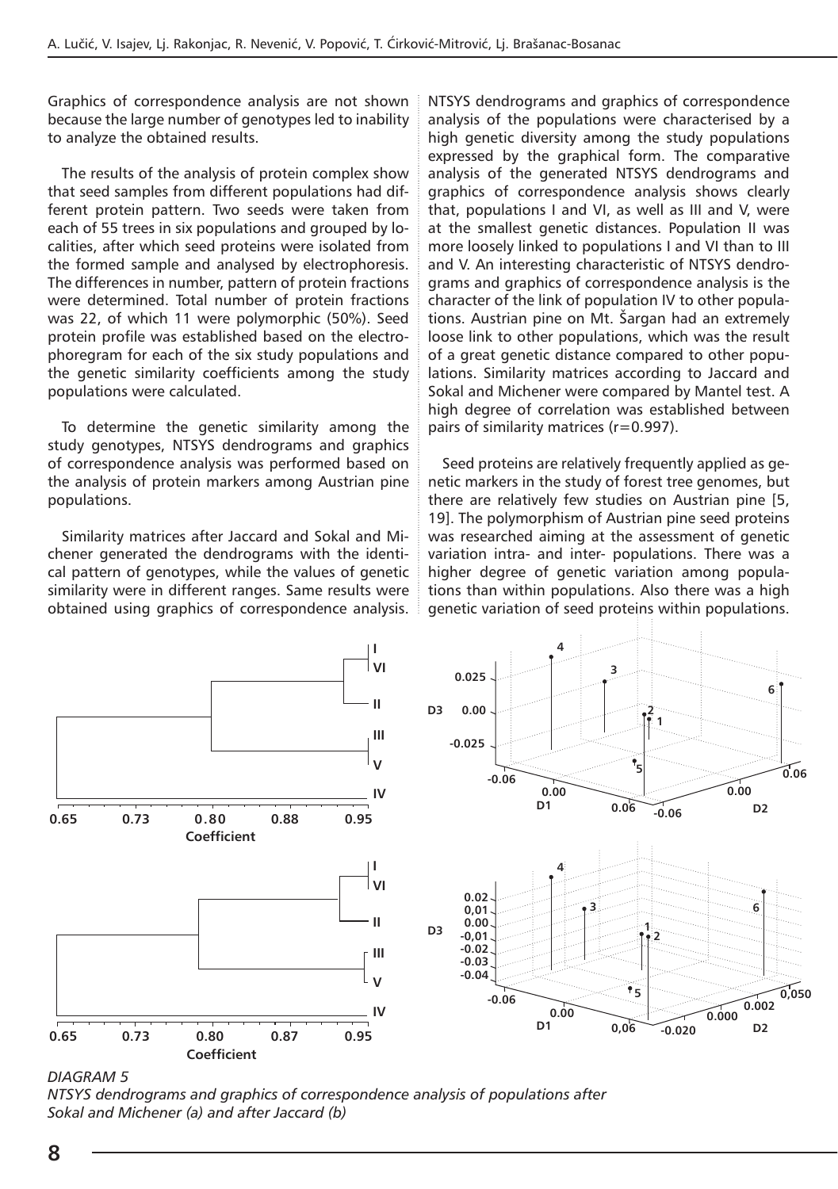Graphics of correspondence analysis are not shown because the large number of genotypes led to inability to analyze the obtained results.

The results of the analysis of protein complex show that seed samples from different populations had different protein pattern. Two seeds were taken from each of 55 trees in six populations and grouped by localities, after which seed proteins were isolated from the formed sample and analysed by electrophoresis. The differences in number, pattern of protein fractions were determined. Total number of protein fractions was 22, of which 11 were polymorphic (50%). Seed protein profile was established based on the electrophoregram for each of the six study populations and the genetic similarity coefficients among the study populations were calculated.

To determine the genetic similarity among the study genotypes, NTSYS dendrograms and graphics of correspondence analysis was performed based on the analysis of protein markers among Austrian pine populations.

Similarity matrices after Jaccard and Sokal and Michener generated the dendrograms with the identical pattern of genotypes, while the values of genetic similarity were in different ranges. Same results were obtained using graphics of correspondence analysis. NTSYS dendrograms and graphics of correspondence analysis of the populations were characterised by a high genetic diversity among the study populations expressed by the graphical form. The comparative analysis of the generated NTSYS dendrograms and graphics of correspondence analysis shows clearly that, populations I and VI, as well as III and V, were at the smallest genetic distances. Population II was more loosely linked to populations I and VI than to III and V. An interesting characteristic of NTSYS dendrograms and graphics of correspondence analysis is the character of the link of population IV to other populations. Austrian pine on Mt. Šargan had an extremely loose link to other populations, which was the result of a great genetic distance compared to other populations. Similarity matrices according to Jaccard and Sokal and Michener were compared by Mantel test. A high degree of correlation was established between pairs of similarity matrices (r=0.997).

Seed proteins are relatively frequently applied as genetic markers in the study of forest tree genomes, but there are relatively few studies on Austrian pine [5, 19]. The polymorphism of Austrian pine seed proteins was researched aiming at the assessment of genetic variation intra- and inter- populations. There was a higher degree of genetic variation among populations than within populations. Also there was a high genetic variation of seed proteins within populations.

*DIAGRAM 5*
*NTSYS dendrograms and graphics of correspondence analysis of populations after Sokal and Michener (a) and after Jaccard (b)*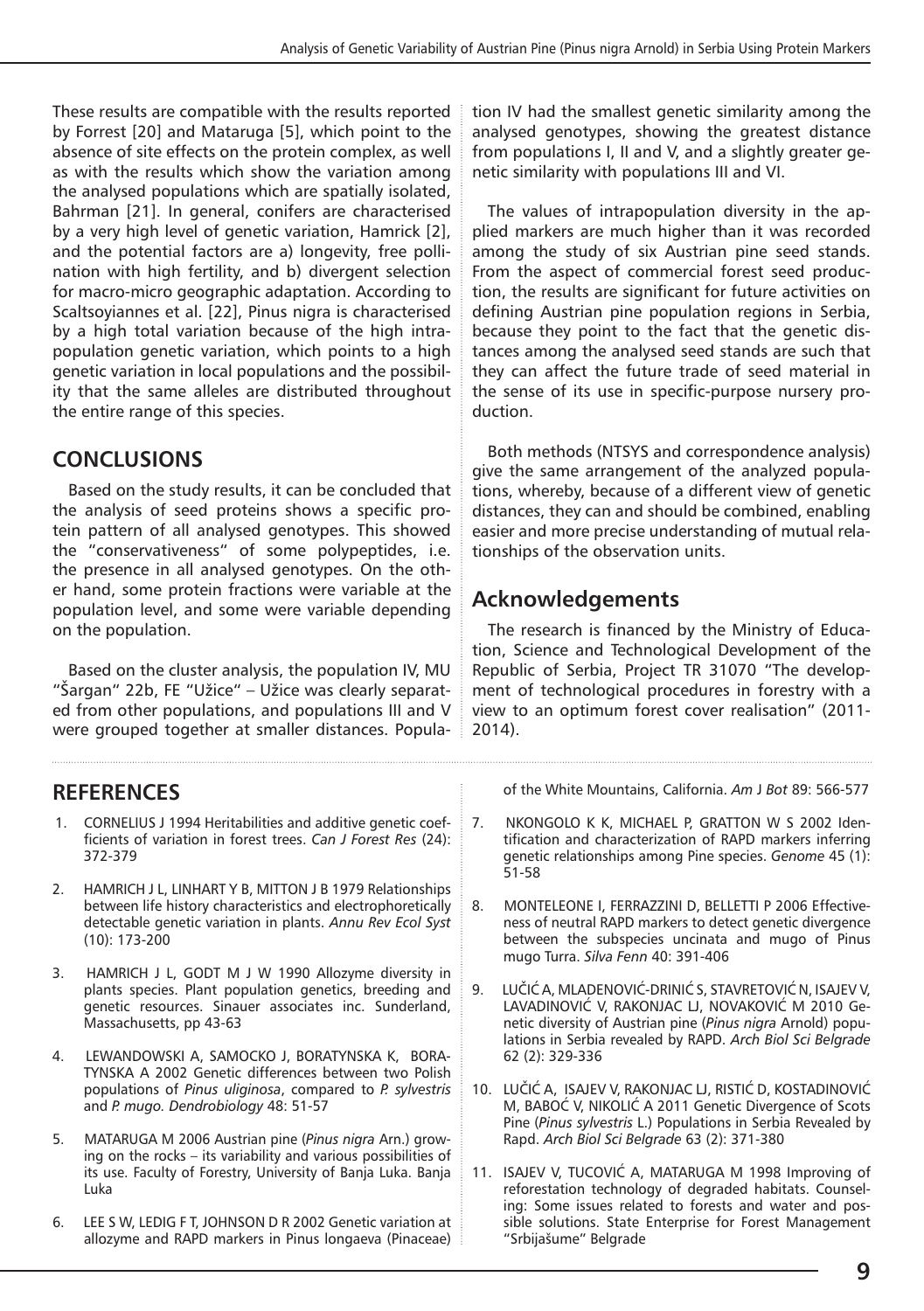These results are compatible with the results reported by Forrest [20] and Mataruga [5], which point to the absence of site effects on the protein complex, as well as with the results which show the variation among the analysed populations which are spatially isolated, Bahrman [21]. In general, conifers are characterised by a very high level of genetic variation, Hamrick [2], and the potential factors are a) longevity, free pollination with high fertility, and b) divergent selection for macro-micro geographic adaptation. According to Scaltsoyiannes et al. [22], Pinus nigra is characterised by a high total variation because of the high intrapopulation genetic variation, which points to a high genetic variation in local populations and the possibility that the same alleles are distributed throughout the entire range of this species.

## CONCLUSIONS

Based on the study results, it can be concluded that the analysis of seed proteins shows a specific protein pattern of all analysed genotypes. This showed the "conservativeness" of some polypeptides, i.e. the presence in all analysed genotypes. On the other hand, some protein fractions were variable at the population level, and some were variable depending on the population.

Based on the cluster analysis, the population IV, MU "Šargan" 22b, FE "Užice" – Užice was clearly separated from other populations, and populations III and V were grouped together at smaller distances. Population IV had the smallest genetic similarity among the analysed genotypes, showing the greatest distance from populations I, II and V, and a slightly greater genetic similarity with populations III and VI.

The values of intrapopulation diversity in the applied markers are much higher than it was recorded among the study of six Austrian pine seed stands. From the aspect of commercial forest seed production, the results are significant for future activities on defining Austrian pine population regions in Serbia, because they point to the fact that the genetic distances among the analysed seed stands are such that they can affect the future trade of seed material in the sense of its use in specific-purpose nursery production.

Both methods (NTSYS and correspondence analysis) give the same arrangement of the analyzed populations, whereby, because of a different view of genetic distances, they can and should be combined, enabling easier and more precise understanding of mutual relationships of the observation units.

## Acknowledgements

The research is financed by the Ministry of Education, Science and Technological Development of the Republic of Serbia, Project TR 31070 "The development of technological procedures in forestry with a view to an optimum forest cover realisation" (2011-2014).

## REFERENCES

1. CORNELIUS J 1994 Heritabilities and additive genetic coefficients of variation in forest trees. *Can J Forest Res* (24): 372-379
2. HAMRICH J L, LINHART Y B, MITTON J B 1979 Relationships between life history characteristics and electrophoretically detectable genetic variation in plants. *Annu Rev Ecol Syst* (10): 173-200
3. HAMRICH J L, GODT M J W 1990 Allozyme diversity in plants species. Plant population genetics, breeding and genetic resources. Sinauer associates inc. Sunderland, Massachusetts, pp 43-63
4. LEWANDOWSKI A, SAMOCKO J, BORATYNSKA K, BORATYNSKA A 2002 Genetic differences between two Polish populations of *Pinus uliginosa*, compared to *P. sylvestris* and *P. mugo. Dendrobiology* 48: 51-57
5. MATARUGA M 2006 Austrian pine (*Pinus nigra* Arn.) growing on the rocks – its variability and various possibilities of its use. Faculty of Forestry, University of Banja Luka. Banja Luka
6. LEE S W, LEDIG F T, JOHNSON D R 2002 Genetic variation at allozyme and RAPD markers in Pinus longaeva (Pinaceae) of the White Mountains, California. *Am J Bot* 89: 566-577
7. NKONGOLO K K, MICHAEL P, GRATTON W S 2002 Identification and characterization of RAPD markers inferring genetic relationships among Pine species. *Genome* 45 (1): 51-58
8. MONTELEONE I, FERRAZZINI D, BELLETTI P 2006 Effectiveness of neutral RAPD markers to detect genetic divergence between the subspecies uncinata and mugo of Pinus mugo Turra. *Silva Fenn* 40: 391-406
9. LUČIĆ A, MLADENOVIĆ-DRINIĆ S, STAVRETOVIĆ N, ISAJEV V, LAVADINOVIĆ V, RAKONJAC LJ, NOVAKOVIĆ M 2010 Genetic diversity of Austrian pine (*Pinus nigra* Arnold) populations in Serbia revealed by RAPD. *Arch Biol Sci Belgrade* 62 (2): 329-336
10. LUČIĆ A, ISAJEV V, RAKONJAC LJ, RISTIĆ D, KOSTADINOVIĆ M, BABOĆ V, NIKOLIĆ A 2011 Genetic Divergence of Scots Pine (*Pinus sylvestris* L.) Populations in Serbia Revealed by Rapd. *Arch Biol Sci Belgrade* 63 (2): 371-380
11. ISAJEV V, TUCOVIĆ A, MATARUGA M 1998 Improving of reforestation technology of degraded habitats. Counseling: Some issues related to forests and water and possible solutions. State Enterprise for Forest Management "Srbijašume" Belgrade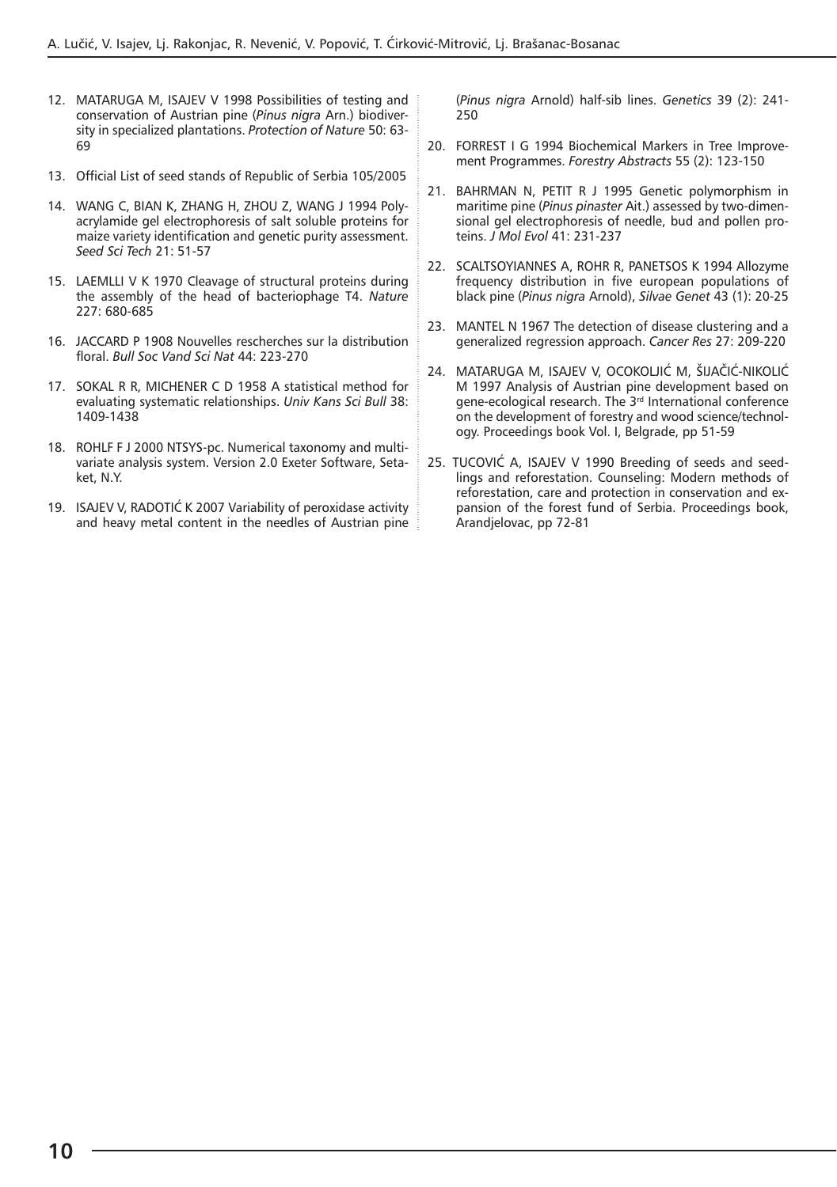12. MATARUGA M, ISAJEV V 1998 Possibilities of testing and conservation of Austrian pine (*Pinus nigra* Arn.) biodiversity in specialized plantations. *Protection of Nature* 50: 63-69

13. Official List of seed stands of Republic of Serbia 105/2005

14. WANG C, BIAN K, ZHANG H, ZHOU Z, WANG J 1994 Polyacrylamide gel electrophoresis of salt soluble proteins for maize variety identification and genetic purity assessment. *Seed Sci Tech* 21: 51-57

15. LAEMLLI V K 1970 Cleavage of structural proteins during the assembly of the head of bacteriophage T4. *Nature* 227: 680-685

16. JACCARD P 1908 Nouvelles rescherches sur la distribution floral. *Bull Soc Vand Sci Nat* 44: 223-270

17. SOKAL R R, MICHENER C D 1958 A statistical method for evaluating systematic relationships. *Univ Kans Sci Bull* 38: 1409-1438

18. ROHLF F J 2000 NTSYS-pc. Numerical taxonomy and multivariate analysis system. Version 2.0 Exeter Software, Setaket, N.Y.

19. ISAJEV V, RADOTIĆ K 2007 Variability of peroxidase activity and heavy metal content in the needles of Austrian pine (*Pinus nigra* Arnold) half-sib lines. *Genetics* 39 (2): 241-250

20. FORREST I G 1994 Biochemical Markers in Tree Improvement Programmes. *Forestry Abstracts* 55 (2): 123-150

21. BAHRMAN N, PETIT R J 1995 Genetic polymorphism in maritime pine (*Pinus pinaster* Ait.) assessed by two-dimensional gel electrophoresis of needle, bud and pollen proteins. *J Mol Evol* 41: 231-237

22. SCALTSOYIANNES A, ROHR R, PANETSOS K 1994 Allozyme frequency distribution in five european populations of black pine (*Pinus nigra* Arnold), *Silvae Genet* 43 (1): 20-25

23. MANTEL N 1967 The detection of disease clustering and a generalized regression approach. *Cancer Res* 27: 209-220

24. MATARUGA M, ISAJEV V, OCOKOLJIĆ M, ŠIJAČIĆ-NIKOLIĆ M 1997 Analysis of Austrian pine development based on gene-ecological research. The 3rd International conference on the development of forestry and wood science/technology. Proceedings book Vol. I, Belgrade, pp 51-59

25. TUCOVIĆ A, ISAJEV V 1990 Breeding of seeds and seedlings and reforestation. Counseling: Modern methods of reforestation, care and protection in conservation and expansion of the forest fund of Serbia. Proceedings book, Arandjelovac, pp 72-81